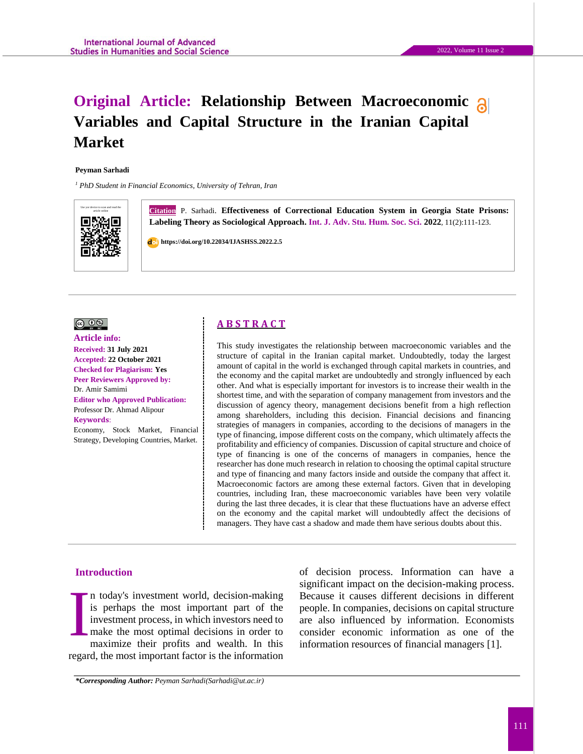# Original Article: Relationship Between Macroeconomic Variables and Capital Structure in the Iranian Capital Market

**Peyman Sarhadi**

[1] *PhD Student in Financial Economics, University of Tehran, Iran*

Use your device to scan and read the article online

**Citation** P. Sarhadi. **Effectiveness of Correctional Education System in Georgia State Prisons: Labeling Theory as Sociological Approach.** Int. J. Adv. Stu. Hum. Soc. Sci. **2022**, 11(2):111-123.

**https://doi.org/10.22034/IJASHSS.2022.2.5**

---

**Article info:**

**Received:** **31 July 2021**
**Accepted:** **22 October 2021**
**Checked for Plagiarism:** **Yes**
**Peer Reviewers Approved by:**
Dr. Amir Samimi
**Editor who Approved Publication:**
Professor Dr. Ahmad Alipour
**Keywords**:
Economy, Stock Market, Financial Strategy, Developing Countries, Market.

## ABSTRACT

This study investigates the relationship between macroeconomic variables and the structure of capital in the Iranian capital market. Undoubtedly, today the largest amount of capital in the world is exchanged through capital markets in countries, and the economy and the capital market are undoubtedly and strongly influenced by each other. And what is especially important for investors is to increase their wealth in the shortest time, and with the separation of company management from investors and the discussion of agency theory, management decisions benefit from a high reflection among shareholders, including this decision. Financial decisions and financing strategies of managers in companies, according to the decisions of managers in the type of financing, impose different costs on the company, which ultimately affects the profitability and efficiency of companies. Discussion of capital structure and choice of type of financing is one of the concerns of managers in companies, hence the researcher has done much research in relation to choosing the optimal capital structure and type of financing and many factors inside and outside the company that affect it. Macroeconomic factors are among these external factors. Given that in developing countries, including Iran, these macroeconomic variables have been very volatile during the last three decades, it is clear that these fluctuations have an adverse effect on the economy and the capital market will undoubtedly affect the decisions of managers. They have cast a shadow and made them have serious doubts about this.

---

## Introduction

In today's investment world, decision-making is perhaps the most important part of the investment process, in which investors need to make the most optimal decisions in order to maximize their profits and wealth. In this regard, the most important factor is the information of decision process. Information can have a significant impact on the decision-making process. Because it causes different decisions in different people. In companies, decisions on capital structure are also influenced by information. Economists consider economic information as one of the information resources of financial managers [1].

---

***Corresponding Author:** *Peyman Sarhadi(Sarhadi@ut.ac.ir)*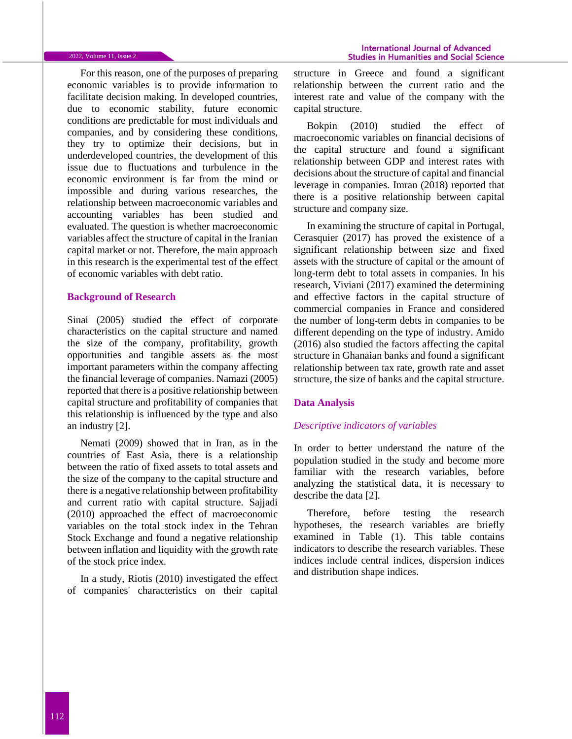For this reason, one of the purposes of preparing economic variables is to provide information to facilitate decision making. In developed countries, due to economic stability, future economic conditions are predictable for most individuals and companies, and by considering these conditions, they try to optimize their decisions, but in underdeveloped countries, the development of this issue due to fluctuations and turbulence in the economic environment is far from the mind or impossible and during various researches, the relationship between macroeconomic variables and accounting variables has been studied and evaluated. The question is whether macroeconomic variables affect the structure of capital in the Iranian capital market or not. Therefore, the main approach in this research is the experimental test of the effect of economic variables with debt ratio.

## Background of Research

Sinai (2005) studied the effect of corporate characteristics on the capital structure and named the size of the company, profitability, growth opportunities and tangible assets as the most important parameters within the company affecting the financial leverage of companies. Namazi (2005) reported that there is a positive relationship between capital structure and profitability of companies that this relationship is influenced by the type and also an industry [2].

Nemati (2009) showed that in Iran, as in the countries of East Asia, there is a relationship between the ratio of fixed assets to total assets and the size of the company to the capital structure and there is a negative relationship between profitability and current ratio with capital structure. Sajjadi (2010) approached the effect of macroeconomic variables on the total stock index in the Tehran Stock Exchange and found a negative relationship between inflation and liquidity with the growth rate of the stock price index.

In a study, Riotis (2010) investigated the effect of companies' characteristics on their capital structure in Greece and found a significant relationship between the current ratio and the interest rate and value of the company with the capital structure.

Bokpin (2010) studied the effect of macroeconomic variables on financial decisions of the capital structure and found a significant relationship between GDP and interest rates with decisions about the structure of capital and financial leverage in companies. Imran (2018) reported that there is a positive relationship between capital structure and company size.

In examining the structure of capital in Portugal, Cerasquier (2017) has proved the existence of a significant relationship between size and fixed assets with the structure of capital or the amount of long-term debt to total assets in companies. In his research, Viviani (2017) examined the determining and effective factors in the capital structure of commercial companies in France and considered the number of long-term debts in companies to be different depending on the type of industry. Amido (2016) also studied the factors affecting the capital structure in Ghanaian banks and found a significant relationship between tax rate, growth rate and asset structure, the size of banks and the capital structure.

## Data Analysis

### *Descriptive indicators of variables*

In order to better understand the nature of the population studied in the study and become more familiar with the research variables, before analyzing the statistical data, it is necessary to describe the data [2].

Therefore, before testing the research hypotheses, the research variables are briefly examined in Table (1). This table contains indicators to describe the research variables. These indices include central indices, dispersion indices and distribution shape indices.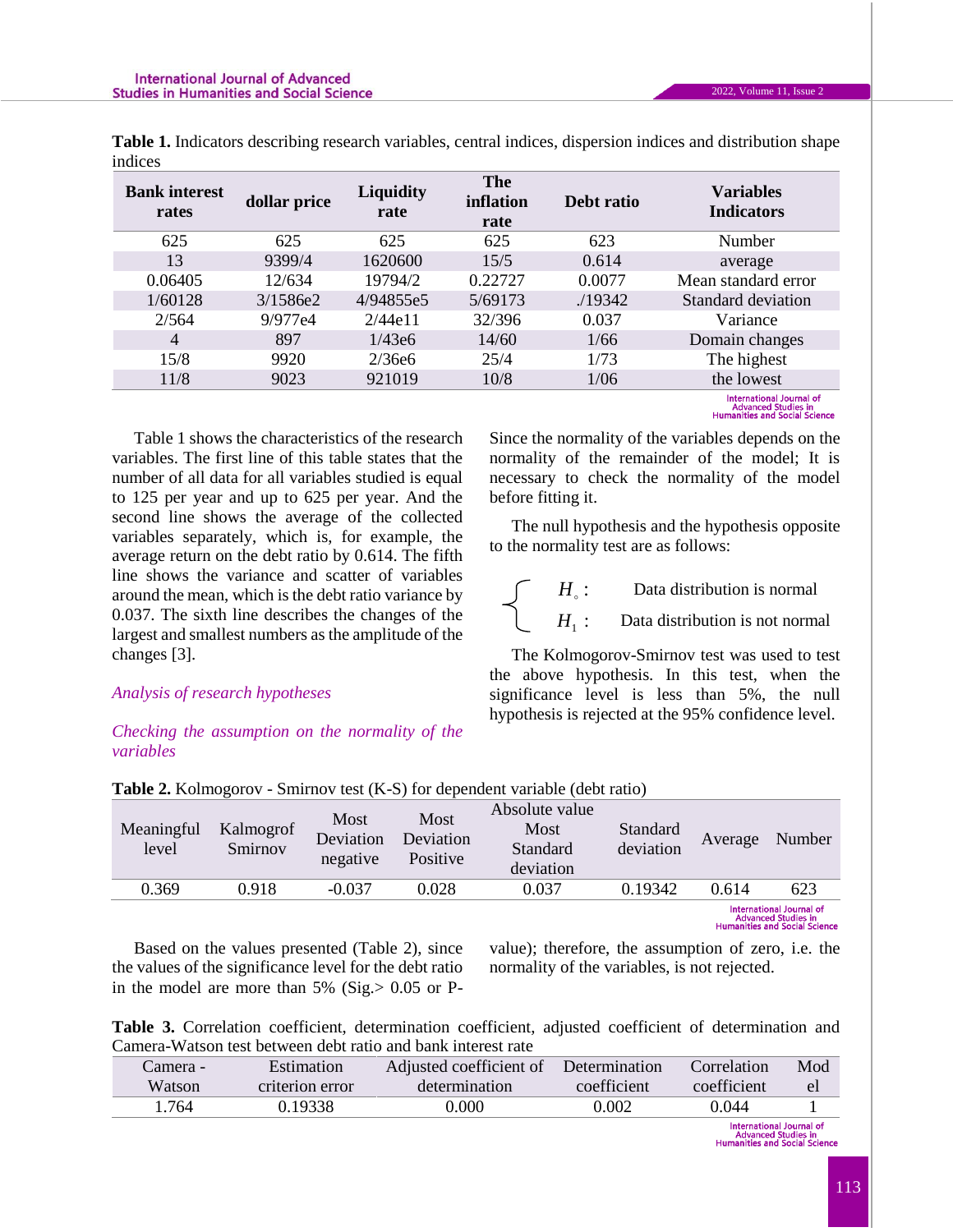**Table 1.** Indicators describing research variables, central indices, dispersion indices and distribution shape indices

| Bank interest rates | dollar price | Liquidity rate | The inflation rate | Debt ratio | Variables Indicators |
|---|---|---|---|---|---|
| 625 | 625 | 625 | 625 | 623 | Number |
| 13 | 9399/4 | 1620600 | 15/5 | 0.614 | average |
| 0.06405 | 12/634 | 19794/2 | 0.22727 | 0.0077 | Mean standard error |
| 1/60128 | 3/1586e2 | 4/94855e5 | 5/69173 | ./19342 | Standard deviation |
| 2/564 | 9/977e4 | 2/44e11 | 32/396 | 0.037 | Variance |
| 4 | 897 | 1/43e6 | 14/60 | 1/66 | Domain changes |
| 15/8 | 9920 | 2/36e6 | 25/4 | 1/73 | The highest |
| 11/8 | 9023 | 921019 | 10/8 | 1/06 | the lowest |

Table 1 shows the characteristics of the research variables. The first line of this table states that the number of all data for all variables studied is equal to 125 per year and up to 625 per year. And the second line shows the average of the collected variables separately, which is, for example, the average return on the debt ratio by 0.614. The fifth line shows the variance and scatter of variables around the mean, which is the debt ratio variance by 0.037. The sixth line describes the changes of the largest and smallest numbers as the amplitude of the changes [3].

*Analysis of research hypotheses*

*Checking the assumption on the normality of the variables*

Since the normality of the variables depends on the normality of the remainder of the model; It is necessary to check the normality of the model before fitting it.

The null hypothesis and the hypothesis opposite to the normality test are as follows:

$$\begin{cases} H_0: & \text{Data distribution is normal} \\ H_1: & \text{Data distribution is not normal} \end{cases}$$

The Kolmogorov-Smirnov test was used to test the above hypothesis. In this test, when the significance level is less than 5%, the null hypothesis is rejected at the 95% confidence level.

**Table 2.** Kolmogorov - Smirnov test (K-S) for dependent variable (debt ratio)

| Meaningful level | Kalmogrof Smirnov | Most Deviation negative | Most Deviation Positive | Absolute value Most Standard deviation | Standard deviation | Average | Number |
|---|---|---|---|---|---|---|---|
| 0.369 | 0.918 | -0.037 | 0.028 | 0.037 | 0.19342 | 0.614 | 623 |

Based on the values presented (Table 2), since the values of the significance level for the debt ratio in the model are more than 5% (Sig.> 0.05 or P-value); therefore, the assumption of zero, i.e. the normality of the variables, is not rejected.

**Table 3.** Correlation coefficient, determination coefficient, adjusted coefficient of determination and Camera-Watson test between debt ratio and bank interest rate

| Camera - Watson | Estimation criterion error | Adjusted coefficient of determination | Determination coefficient | Correlation coefficient | Model |
|---|---|---|---|---|---|
| 1.764 | 0.19338 | 0.000 | 0.002 | 0.044 | 1 |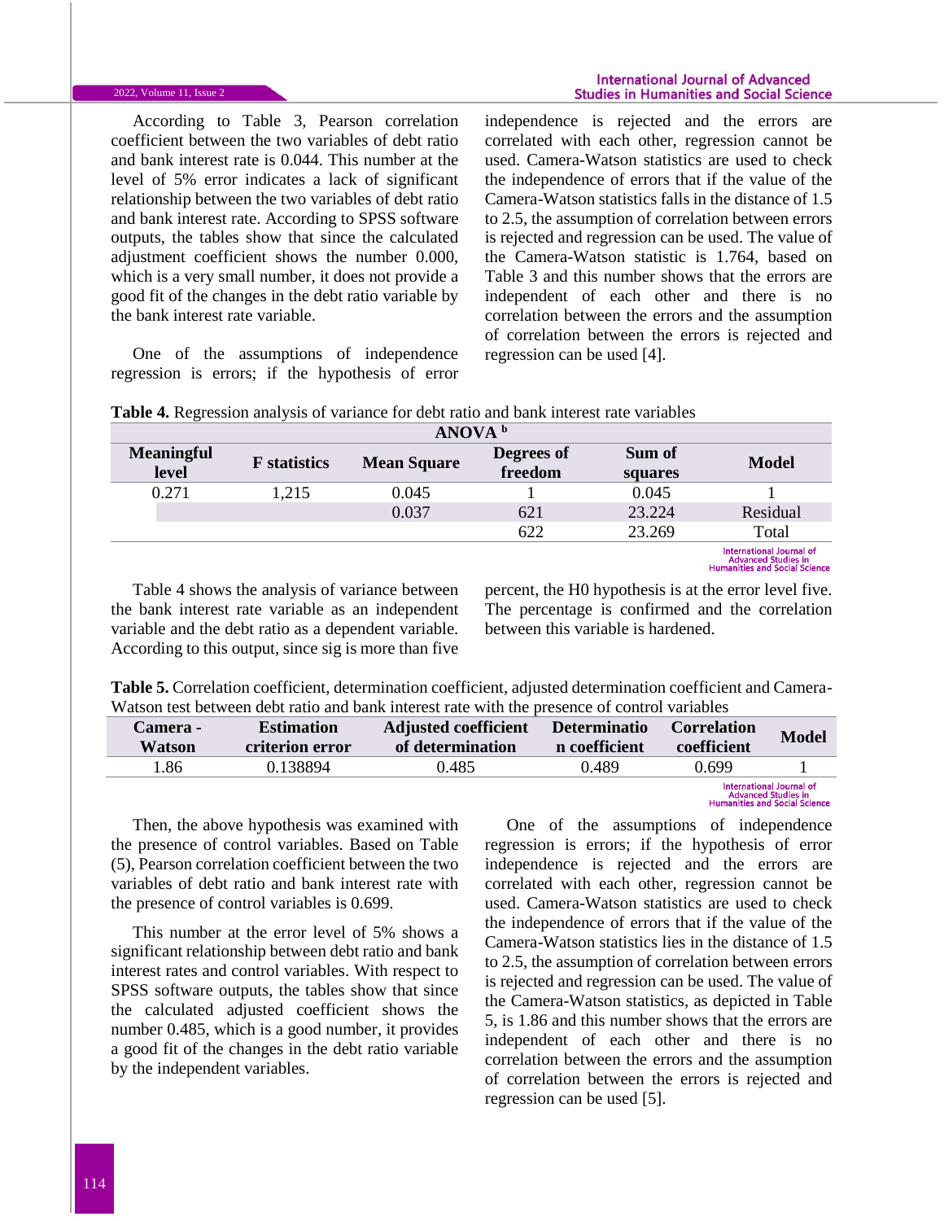According to Table 3, Pearson correlation coefficient between the two variables of debt ratio and bank interest rate is 0.044. This number at the level of 5% error indicates a lack of significant relationship between the two variables of debt ratio and bank interest rate. According to SPSS software outputs, the tables show that since the calculated adjustment coefficient shows the number 0.000, which is a very small number, it does not provide a good fit of the changes in the debt ratio variable by the bank interest rate variable.

One of the assumptions of independence regression is errors; if the hypothesis of error independence is rejected and the errors are correlated with each other, regression cannot be used. Camera-Watson statistics are used to check the independence of errors that if the value of the Camera-Watson statistics falls in the distance of 1.5 to 2.5, the assumption of correlation between errors is rejected and regression can be used. The value of the Camera-Watson statistic is 1.764, based on Table 3 and this number shows that the errors are independent of each other and there is no correlation between the errors and the assumption of correlation between the errors is rejected and regression can be used [4].

**Table 4.** Regression analysis of variance for debt ratio and bank interest rate variables

| ANOVA [b] | | | | | |
|---|---|---|---|---|---|
| **Meaningful level** | **F statistics** | **Mean Square** | **Degrees of freedom** | **Sum of squares** | **Model** |
| 0.271 | 1,215 | 0.045 | 1 | 0.045 | 1 |
| | | 0.037 | 621 | 23.224 | Residual |
| | | | 622 | 23.269 | Total |

Table 4 shows the analysis of variance between the bank interest rate variable as an independent variable and the debt ratio as a dependent variable. According to this output, since sig is more than five percent, the H0 hypothesis is at the error level five. The percentage is confirmed and the correlation between this variable is hardened.

**Table 5.** Correlation coefficient, determination coefficient, adjusted determination coefficient and Camera-Watson test between debt ratio and bank interest rate with the presence of control variables

| Camera - Watson | Estimation criterion error | Adjusted coefficient of determination | Determination coefficient | Correlation coefficient | Model |
|---|---|---|---|---|---|
| 1.86 | 0.138894 | 0.485 | 0.489 | 0.699 | 1 |

Then, the above hypothesis was examined with the presence of control variables. Based on Table (5), Pearson correlation coefficient between the two variables of debt ratio and bank interest rate with the presence of control variables is 0.699.

This number at the error level of 5% shows a significant relationship between debt ratio and bank interest rates and control variables. With respect to SPSS software outputs, the tables show that since the calculated adjusted coefficient shows the number 0.485, which is a good number, it provides a good fit of the changes in the debt ratio variable by the independent variables.

One of the assumptions of independence regression is errors; if the hypothesis of error independence is rejected and the errors are correlated with each other, regression cannot be used. Camera-Watson statistics are used to check the independence of errors that if the value of the Camera-Watson statistics lies in the distance of 1.5 to 2.5, the assumption of correlation between errors is rejected and regression can be used. The value of the Camera-Watson statistics, as depicted in Table 5, is 1.86 and this number shows that the errors are independent of each other and there is no correlation between the errors and the assumption of correlation between the errors is rejected and regression can be used [5].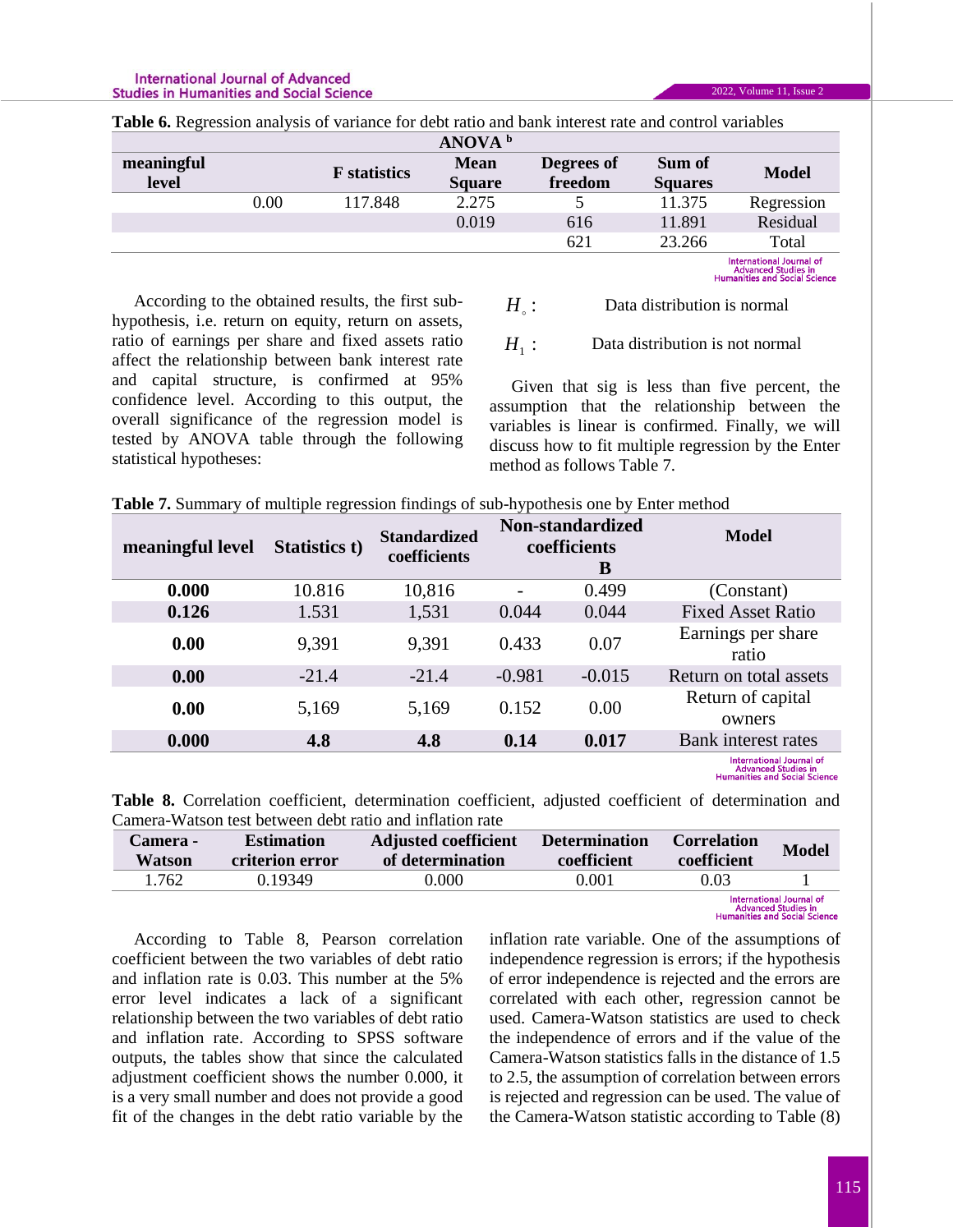**Table 6.** Regression analysis of variance for debt ratio and bank interest rate and control variables

| ANOVA [b] | | | | | | |
|---|---|---|---|---|---|---|
| meaningful level | | F statistics | Mean Square | Degrees of freedom | Sum of Squares | Model |
| | 0.00 | 117.848 | 2.275 | 5 | 11.375 | Regression |
| | | | 0.019 | 616 | 11.891 | Residual |
| | | | | 621 | 23.266 | Total |

According to the obtained results, the first sub-hypothesis, i.e. return on equity, return on assets, ratio of earnings per share and fixed assets ratio affect the relationship between bank interest rate and capital structure, is confirmed at 95% confidence level. According to this output, the overall significance of the regression model is tested by ANOVA table through the following statistical hypotheses:

$H_{\circ}$ : Data distribution is normal

$H_1$ : Data distribution is not normal

Given that sig is less than five percent, the assumption that the relationship between the variables is linear is confirmed. Finally, we will discuss how to fit multiple regression by the Enter method as follows Table 7.

**Table 7.** Summary of multiple regression findings of sub-hypothesis one by Enter method

| meaningful level | Statistics t) | Standardized coefficients | Non-standardized coefficients | | Model |
|---|---|---|---|---|---|
| | | | | B | |
| **0.000** | 10.816 | 10,816 | - | 0.499 | (Constant) |
| **0.126** | 1.531 | 1,531 | 0.044 | 0.044 | Fixed Asset Ratio |
| **0.00** | 9,391 | 9,391 | 0.433 | 0.07 | Earnings per share ratio |
| **0.00** | -21.4 | -21.4 | -0.981 | -0.015 | Return on total assets |
| **0.00** | 5,169 | 5,169 | 0.152 | 0.00 | Return of capital owners |
| **0.000** | **4.8** | **4.8** | **0.14** | **0.017** | Bank interest rates |

**Table 8.** Correlation coefficient, determination coefficient, adjusted coefficient of determination and Camera-Watson test between debt ratio and inflation rate

| Camera - Watson | Estimation criterion error | Adjusted coefficient of determination | Determination coefficient | Correlation coefficient | Model |
|---|---|---|---|---|---|
| 1.762 | 0.19349 | 0.000 | 0.001 | 0.03 | 1 |

According to Table 8, Pearson correlation coefficient between the two variables of debt ratio and inflation rate is 0.03. This number at the 5% error level indicates a lack of a significant relationship between the two variables of debt ratio and inflation rate. According to SPSS software outputs, the tables show that since the calculated adjustment coefficient shows the number 0.000, it is a very small number and does not provide a good fit of the changes in the debt ratio variable by the inflation rate variable. One of the assumptions of independence regression is errors; if the hypothesis of error independence is rejected and the errors are correlated with each other, regression cannot be used. Camera-Watson statistics are used to check the independence of errors and if the value of the Camera-Watson statistics falls in the distance of 1.5 to 2.5, the assumption of correlation between errors is rejected and regression can be used. The value of the Camera-Watson statistic according to Table (8)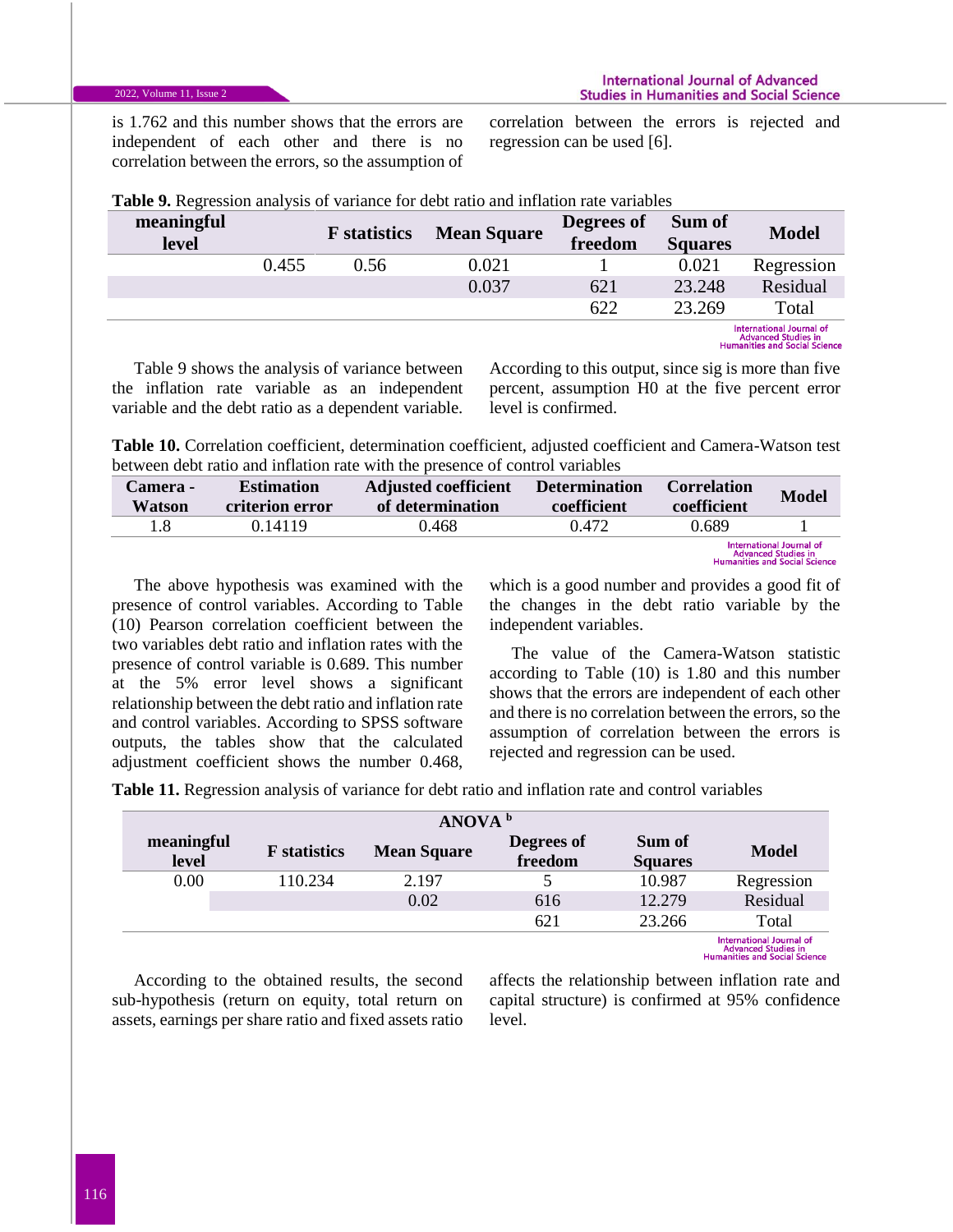is 1.762 and this number shows that the errors are independent of each other and there is no correlation between the errors, so the assumption of correlation between the errors is rejected and regression can be used [6].

**Table 9.** Regression analysis of variance for debt ratio and inflation rate variables

| meaningful level | F statistics | Mean Square | Degrees of freedom | Sum of Squares | Model |
|---|---|---|---|---|---|
| 0.455 | 0.56 | 0.021 | 1 | 0.021 | Regression |
| | | 0.037 | 621 | 23.248 | Residual |
| | | | 622 | 23.269 | Total |

Table 9 shows the analysis of variance between the inflation rate variable as an independent variable and the debt ratio as a dependent variable. According to this output, since sig is more than five percent, assumption H0 at the five percent error level is confirmed.

**Table 10.** Correlation coefficient, determination coefficient, adjusted coefficient and Camera-Watson test between debt ratio and inflation rate with the presence of control variables

| Camera - Watson | Estimation criterion error | Adjusted coefficient of determination | Determination coefficient | Correlation coefficient | Model |
|---|---|---|---|---|---|
| 1.8 | 0.14119 | 0.468 | 0.472 | 0.689 | 1 |

The above hypothesis was examined with the presence of control variables. According to Table (10) Pearson correlation coefficient between the two variables debt ratio and inflation rates with the presence of control variable is 0.689. This number at the 5% error level shows a significant relationship between the debt ratio and inflation rate and control variables. According to SPSS software outputs, the tables show that the calculated adjustment coefficient shows the number 0.468, which is a good number and provides a good fit of the changes in the debt ratio variable by the independent variables.

The value of the Camera-Watson statistic according to Table (10) is 1.80 and this number shows that the errors are independent of each other and there is no correlation between the errors, so the assumption of correlation between the errors is rejected and regression can be used.

**Table 11.** Regression analysis of variance for debt ratio and inflation rate and control variables

| ANOVA [b] | | | | | |
|---|---|---|---|---|---|
| meaningful level | F statistics | Mean Square | Degrees of freedom | Sum of Squares | Model |
| 0.00 | 110.234 | 2.197 | 5 | 10.987 | Regression |
| | | 0.02 | 616 | 12.279 | Residual |
| | | | 621 | 23.266 | Total |

According to the obtained results, the second sub-hypothesis (return on equity, total return on assets, earnings per share ratio and fixed assets ratio affects the relationship between inflation rate and capital structure) is confirmed at 95% confidence level.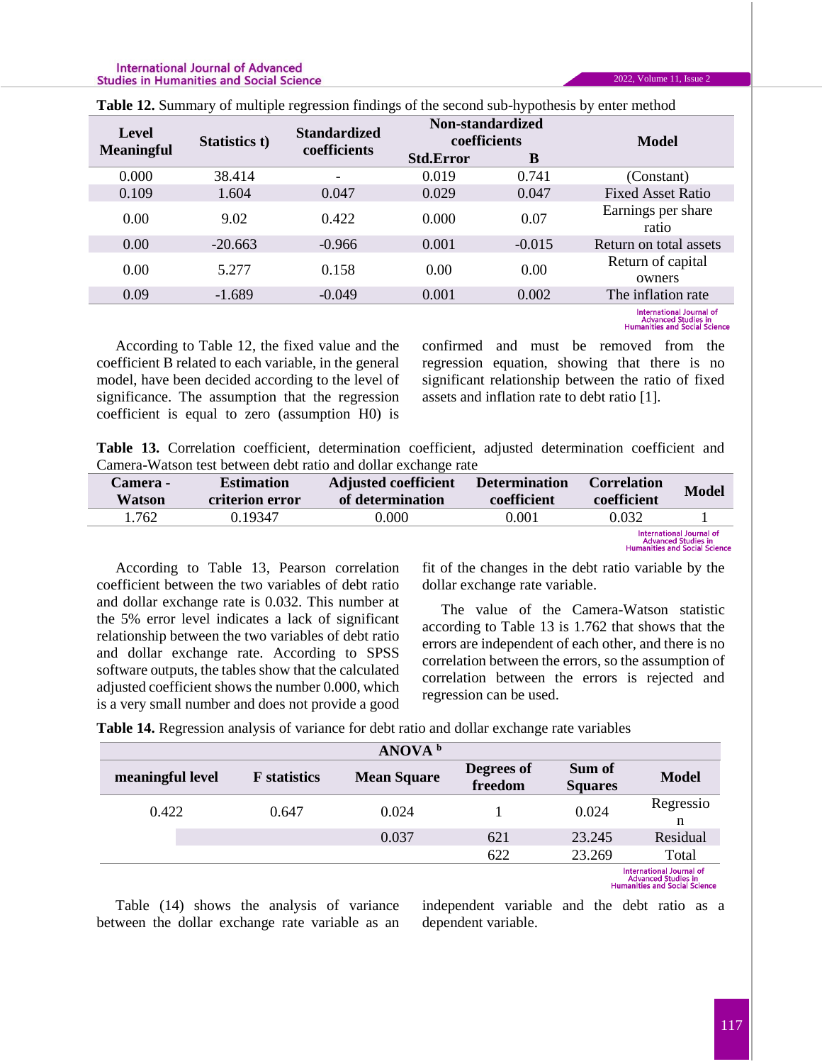**Table 12.** Summary of multiple regression findings of the second sub-hypothesis by enter method

| Level Meaningful | Statistics t) | Standardized coefficients | Non-standardized coefficients | | Model |
|---|---|---|---|---|---|
| | | | Std.Error | B | |
| 0.000 | 38.414 | - | 0.019 | 0.741 | (Constant) |
| 0.109 | 1.604 | 0.047 | 0.029 | 0.047 | Fixed Asset Ratio |
| 0.00 | 9.02 | 0.422 | 0.000 | 0.07 | Earnings per share ratio |
| 0.00 | -20.663 | -0.966 | 0.001 | -0.015 | Return on total assets |
| 0.00 | 5.277 | 0.158 | 0.00 | 0.00 | Return of capital owners |
| 0.09 | -1.689 | -0.049 | 0.001 | 0.002 | The inflation rate |

According to Table 12, the fixed value and the coefficient B related to each variable, in the general model, have been decided according to the level of significance. The assumption that the regression coefficient is equal to zero (assumption H0) is confirmed and must be removed from the regression equation, showing that there is no significant relationship between the ratio of fixed assets and inflation rate to debt ratio [1].

**Table 13.** Correlation coefficient, determination coefficient, adjusted determination coefficient and Camera-Watson test between debt ratio and dollar exchange rate

| Camera - Watson | Estimation criterion error | Adjusted coefficient of determination | Determination coefficient | Correlation coefficient | Model |
|---|---|---|---|---|---|
| 1.762 | 0.19347 | 0.000 | 0.001 | 0.032 | 1 |

According to Table 13, Pearson correlation coefficient between the two variables of debt ratio and dollar exchange rate is 0.032. This number at the 5% error level indicates a lack of significant relationship between the two variables of debt ratio and dollar exchange rate. According to SPSS software outputs, the tables show that the calculated adjusted coefficient shows the number 0.000, which is a very small number and does not provide a good fit of the changes in the debt ratio variable by the dollar exchange rate variable.

The value of the Camera-Watson statistic according to Table 13 is 1.762 that shows that the errors are independent of each other, and there is no correlation between the errors, so the assumption of correlation between the errors is rejected and regression can be used.

**Table 14.** Regression analysis of variance for debt ratio and dollar exchange rate variables

| ANOVA b | | | | | |
|---|---|---|---|---|---|
| meaningful level | F statistics | Mean Square | Degrees of freedom | Sum of Squares | Model |
| 0.422 | 0.647 | 0.024 | 1 | 0.024 | Regression |
| | | 0.037 | 621 | 23.245 | Residual |
| | | | 622 | 23.269 | Total |

Table (14) shows the analysis of variance between the dollar exchange rate variable as an independent variable and the debt ratio as a dependent variable.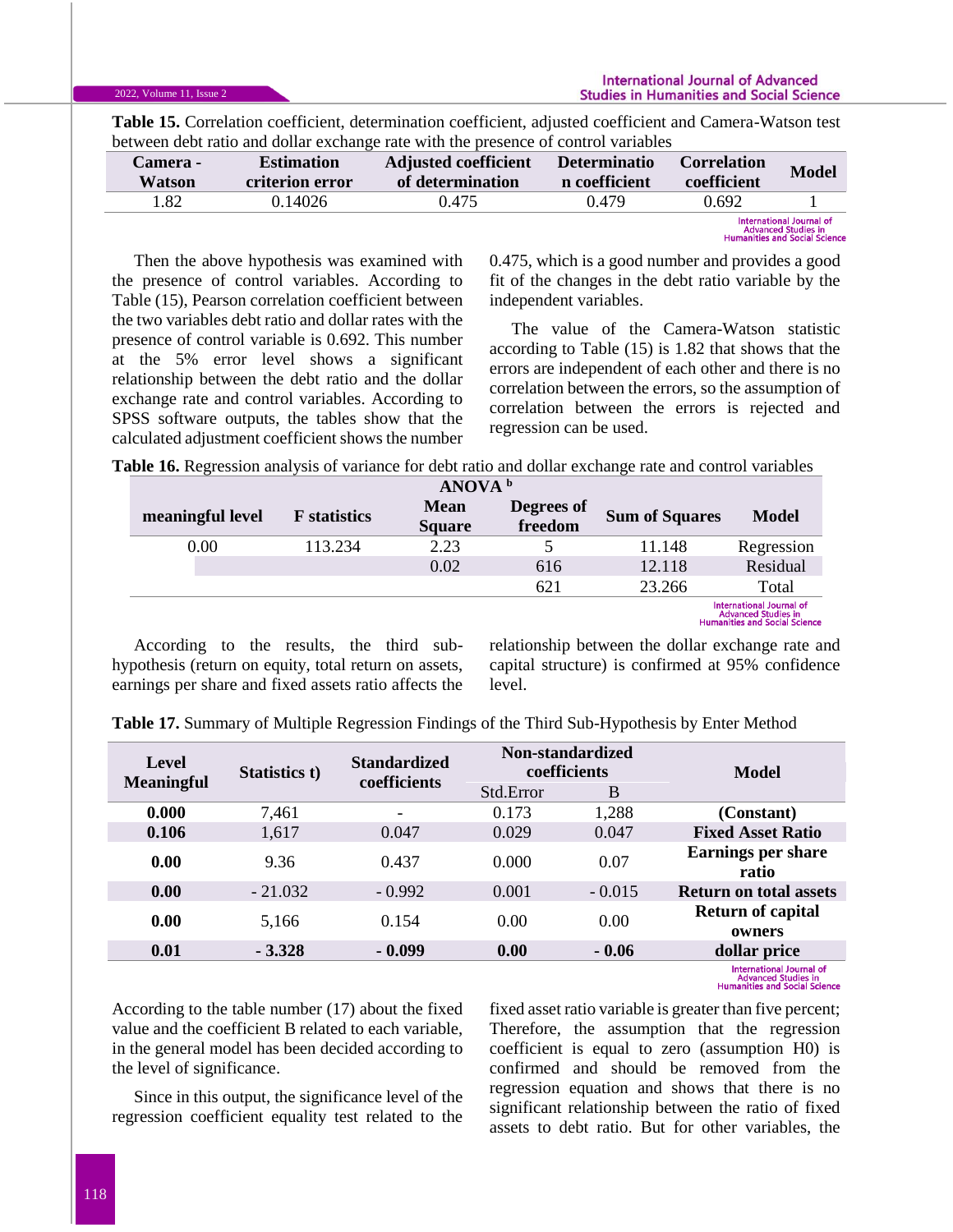**Table 15.** Correlation coefficient, determination coefficient, adjusted coefficient and Camera-Watson test between debt ratio and dollar exchange rate with the presence of control variables

| Camera - Watson | Estimation criterion error | Adjusted coefficient of determination | Determination coefficient | Correlation coefficient | Model |
|---|---|---|---|---|---|
| 1.82 | 0.14026 | 0.475 | 0.479 | 0.692 | 1 |

Then the above hypothesis was examined with the presence of control variables. According to Table (15), Pearson correlation coefficient between the two variables debt ratio and dollar rates with the presence of control variable is 0.692. This number at the 5% error level shows a significant relationship between the debt ratio and the dollar exchange rate and control variables. According to SPSS software outputs, the tables show that the calculated adjustment coefficient shows the number 0.475, which is a good number and provides a good fit of the changes in the debt ratio variable by the independent variables.

The value of the Camera-Watson statistic according to Table (15) is 1.82 that shows that the errors are independent of each other and there is no correlation between the errors, so the assumption of correlation between the errors is rejected and regression can be used.

**Table 16.** Regression analysis of variance for debt ratio and dollar exchange rate and control variables

| ANOVA [b] | | | | | |
|---|---|---|---|---|---|
| meaningful level | F statistics | Mean Square | Degrees of freedom | Sum of Squares | Model |
| 0.00 | 113.234 | 2.23 | 5 | 11.148 | Regression |
| | | 0.02 | 616 | 12.118 | Residual |
| | | | 621 | 23.266 | Total |

According to the results, the third sub-hypothesis (return on equity, total return on assets, earnings per share and fixed assets ratio affects the relationship between the dollar exchange rate and capital structure) is confirmed at 95% confidence level.

**Table 17.** Summary of Multiple Regression Findings of the Third Sub-Hypothesis by Enter Method

| Level Meaningful | Statistics t) | Standardized coefficients | Non-standardized coefficients | | Model |
|---|---|---|---|---|---|
| | | | Std.Error | B | |
| **0.000** | 7,461 | - | 0.173 | 1,288 | **(Constant)** |
| **0.106** | 1,617 | 0.047 | 0.029 | 0.047 | **Fixed Asset Ratio** |
| **0.00** | 9.36 | 0.437 | 0.000 | 0.07 | **Earnings per share ratio** |
| **0.00** | - 21.032 | - 0.992 | 0.001 | - 0.015 | **Return on total assets** |
| **0.00** | 5,166 | 0.154 | 0.00 | 0.00 | **Return of capital owners** |
| **0.01** | **- 3.328** | **- 0.099** | **0.00** | **- 0.06** | **dollar price** |

According to the table number (17) about the fixed value and the coefficient B related to each variable, in the general model has been decided according to the level of significance.

Since in this output, the significance level of the regression coefficient equality test related to the fixed asset ratio variable is greater than five percent; Therefore, the assumption that the regression coefficient is equal to zero (assumption H0) is confirmed and should be removed from the regression equation and shows that there is no significant relationship between the ratio of fixed assets to debt ratio. But for other variables, the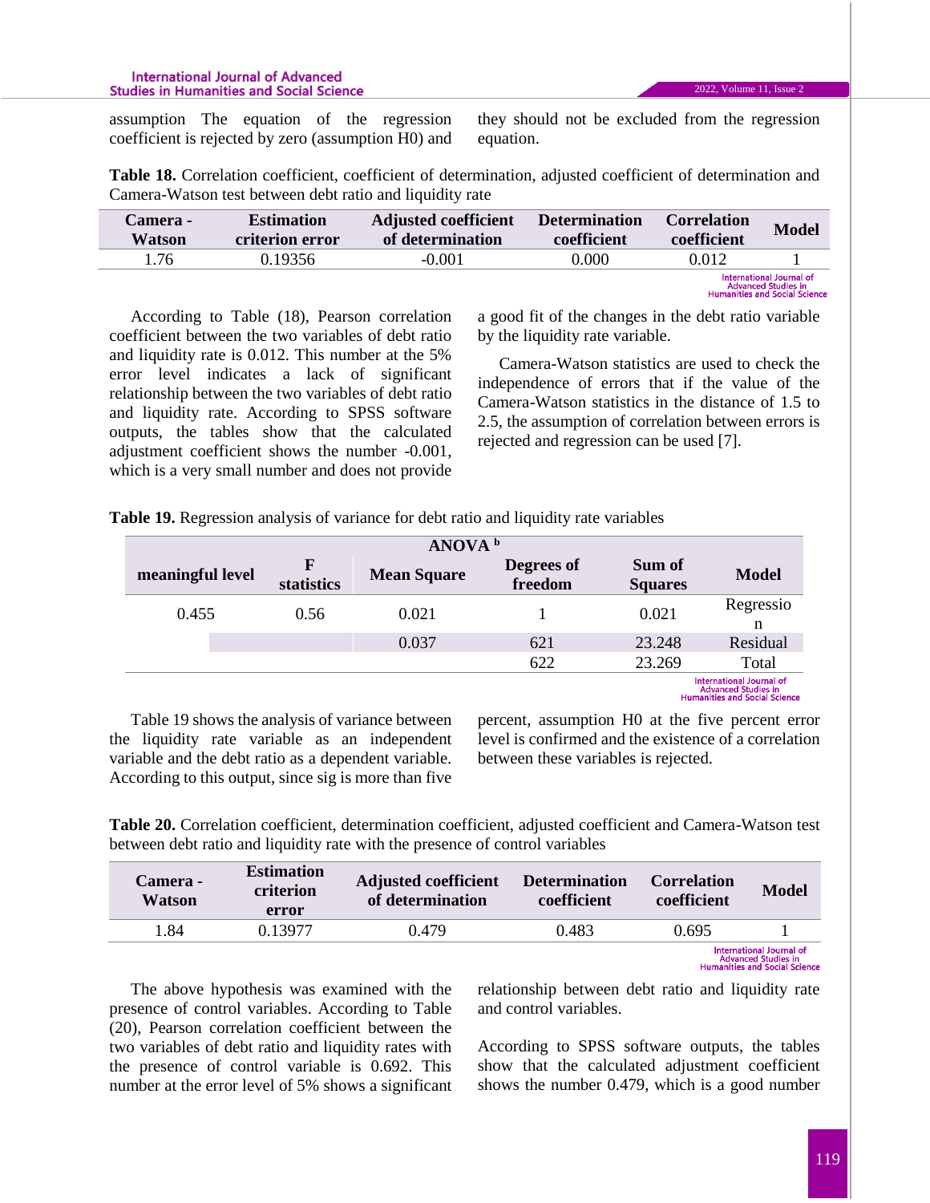assumption The equation of the regression coefficient is rejected by zero (assumption H0) and they should not be excluded from the regression equation.

**Table 18.** Correlation coefficient, coefficient of determination, adjusted coefficient of determination and Camera-Watson test between debt ratio and liquidity rate

| Camera - Watson | Estimation criterion error | Adjusted coefficient of determination | Determination coefficient | Correlation coefficient | Model |
|---|---|---|---|---|---|
| 1.76 | 0.19356 | -0.001 | 0.000 | 0.012 | 1 |

According to Table (18), Pearson correlation coefficient between the two variables of debt ratio and liquidity rate is 0.012. This number at the 5% error level indicates a lack of significant relationship between the two variables of debt ratio and liquidity rate. According to SPSS software outputs, the tables show that the calculated adjustment coefficient shows the number -0.001, which is a very small number and does not provide a good fit of the changes in the debt ratio variable by the liquidity rate variable.

Camera-Watson statistics are used to check the independence of errors that if the value of the Camera-Watson statistics in the distance of 1.5 to 2.5, the assumption of correlation between errors is rejected and regression can be used [7].

**Table 19.** Regression analysis of variance for debt ratio and liquidity rate variables

| ANOVA [b] | | | | | |
|---|---|---|---|---|---|
| meaningful level | F statistics | Mean Square | Degrees of freedom | Sum of Squares | Model |
| 0.455 | 0.56 | 0.021 | 1 | 0.021 | Regression |
| | | 0.037 | 621 | 23.248 | Residual |
| | | | 622 | 23.269 | Total |

Table 19 shows the analysis of variance between the liquidity rate variable as an independent variable and the debt ratio as a dependent variable. According to this output, since sig is more than five percent, assumption H0 at the five percent error level is confirmed and the existence of a correlation between these variables is rejected.

**Table 20.** Correlation coefficient, determination coefficient, adjusted coefficient and Camera-Watson test between debt ratio and liquidity rate with the presence of control variables

| Camera - Watson | Estimation criterion error | Adjusted coefficient of determination | Determination coefficient | Correlation coefficient | Model |
|---|---|---|---|---|---|
| 1.84 | 0.13977 | 0.479 | 0.483 | 0.695 | 1 |

The above hypothesis was examined with the presence of control variables. According to Table (20), Pearson correlation coefficient between the two variables of debt ratio and liquidity rates with the presence of control variable is 0.692. This number at the error level of 5% shows a significant relationship between debt ratio and liquidity rate and control variables.

According to SPSS software outputs, the tables show that the calculated adjustment coefficient shows the number 0.479, which is a good number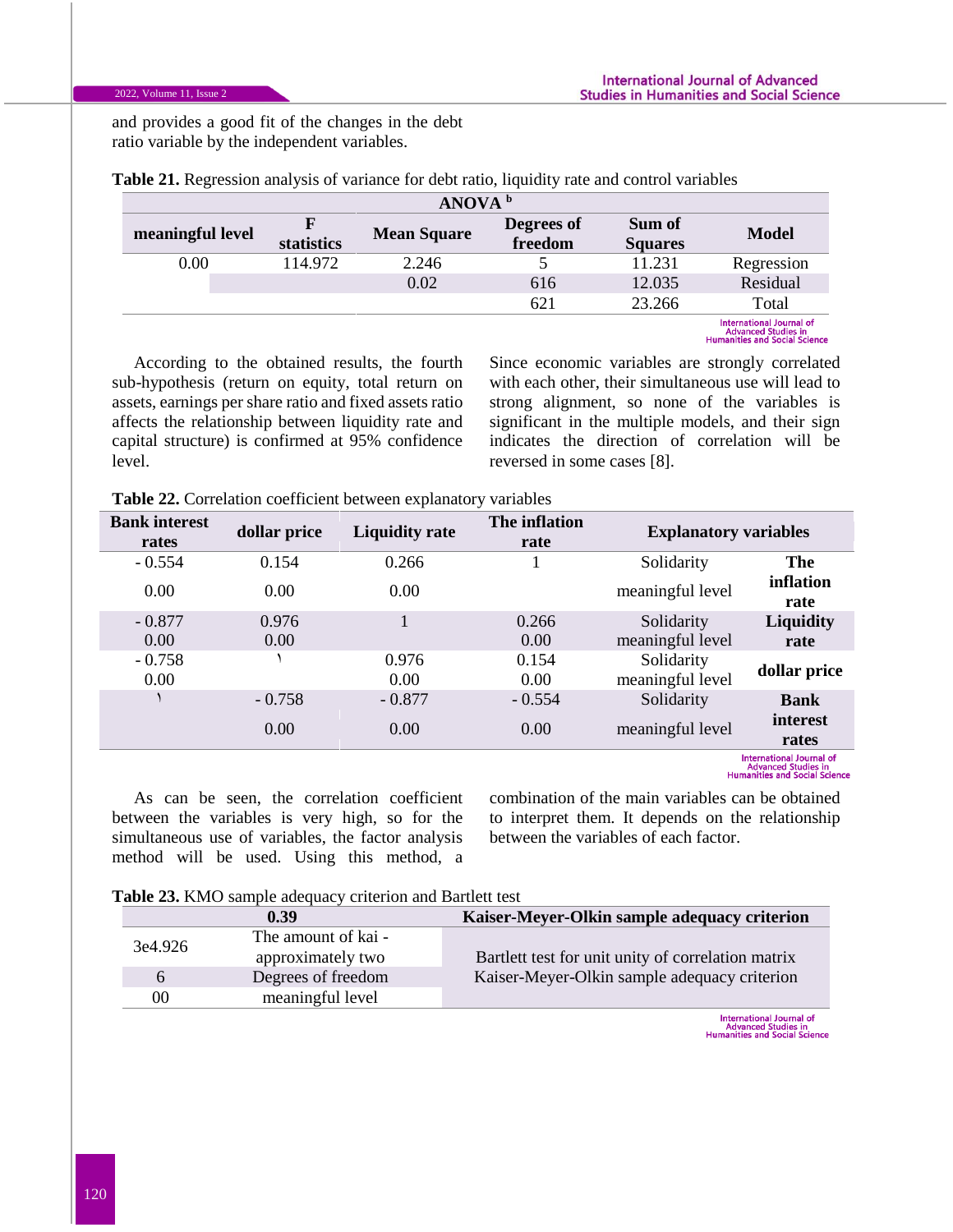and provides a good fit of the changes in the debt ratio variable by the independent variables.

**Table 21.** Regression analysis of variance for debt ratio, liquidity rate and control variables

| ANOVA [b] | | | | | |
|---|---|---|---|---|---|
| **meaningful level** | **F statistics** | **Mean Square** | **Degrees of freedom** | **Sum of Squares** | **Model** |
| 0.00 | 114.972 | 2.246 | 5 | 11.231 | Regression |
| | | 0.02 | 616 | 12.035 | Residual |
| | | | 621 | 23.266 | Total |

According to the obtained results, the fourth sub-hypothesis (return on equity, total return on assets, earnings per share ratio and fixed assets ratio affects the relationship between liquidity rate and capital structure) is confirmed at 95% confidence level.

Since economic variables are strongly correlated with each other, their simultaneous use will lead to strong alignment, so none of the variables is significant in the multiple models, and their sign indicates the direction of correlation will be reversed in some cases [8].

**Table 22.** Correlation coefficient between explanatory variables

| Bank interest rates | dollar price | Liquidity rate | The inflation rate | Explanatory variables | |
|---|---|---|---|---|---|
| - 0.554 | 0.154 | 0.266 | 1 | Solidarity | **The inflation rate** |
| 0.00 | 0.00 | 0.00 | | meaningful level | |
| - 0.877 | 0.976 | 1 | 0.266 | Solidarity | **Liquidity rate** |
| 0.00 | 0.00 | | 0.00 | meaningful level | |
| - 0.758 | ١ | 0.976 | 0.154 | Solidarity | **dollar price** |
| 0.00 | | 0.00 | 0.00 | meaningful level | |
| ١ | - 0.758 | - 0.877 | - 0.554 | Solidarity | **Bank interest rates** |
| | 0.00 | 0.00 | 0.00 | meaningful level | |

As can be seen, the correlation coefficient between the variables is very high, so for the simultaneous use of variables, the factor analysis method will be used. Using this method, a combination of the main variables can be obtained to interpret them. It depends on the relationship between the variables of each factor.

**Table 23.** KMO sample adequacy criterion and Bartlett test

| | **0.39** | **Kaiser-Meyer-Olkin sample adequacy criterion** |
|---|---|---|
| 3e4.926 | The amount of kai - approximately two | Bartlett test for unit unity of correlation matrix Kaiser-Meyer-Olkin sample adequacy criterion |
| 6 | Degrees of freedom | |
| 00 | meaningful level | |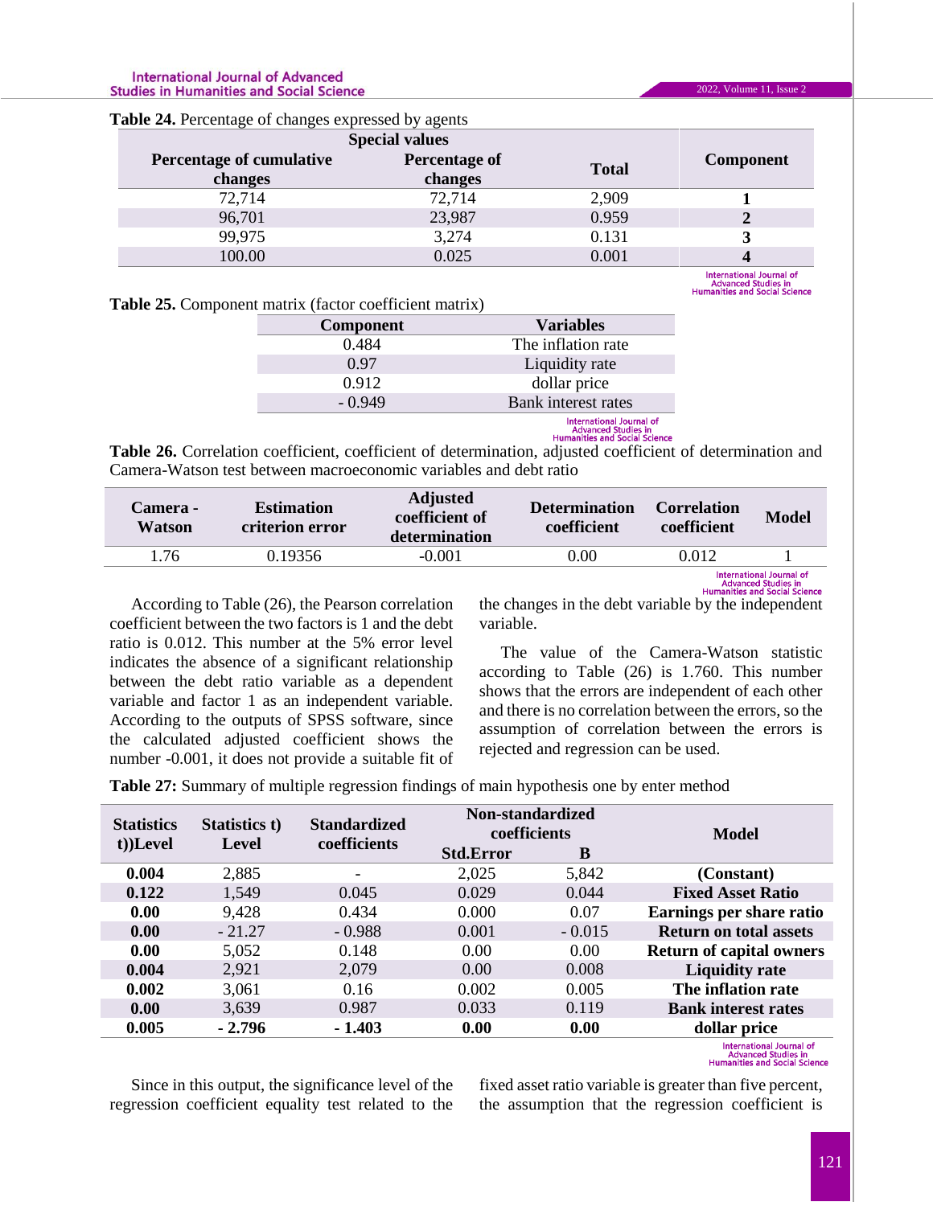**Table 24.** Percentage of changes expressed by agents

| Special values | | | Component |
|---|---|---|---|
| Percentage of cumulative changes | Percentage of changes | Total | |
| 72,714 | 72,714 | 2,909 | **1** |
| 96,701 | 23,987 | 0.959 | **2** |
| 99,975 | 3,274 | 0.131 | **3** |
| 100.00 | 0.025 | 0.001 | **4** |

**Table 25.** Component matrix (factor coefficient matrix)

| Component | Variables |
|---|---|
| 0.484 | The inflation rate |
| 0.97 | Liquidity rate |
| 0.912 | dollar price |
| - 0.949 | Bank interest rates |

**Table 26.** Correlation coefficient, coefficient of determination, adjusted coefficient of determination and Camera-Watson test between macroeconomic variables and debt ratio

| Camera - Watson | Estimation criterion error | Adjusted coefficient of determination | Determination coefficient | Correlation coefficient | Model |
|---|---|---|---|---|---|
| 1.76 | 0.19356 | -0.001 | 0.00 | 0.012 | 1 |

According to Table (26), the Pearson correlation coefficient between the two factors is 1 and the debt ratio is 0.012. This number at the 5% error level indicates the absence of a significant relationship between the debt ratio variable as a dependent variable and factor 1 as an independent variable. According to the outputs of SPSS software, since the calculated adjusted coefficient shows the number -0.001, it does not provide a suitable fit of the changes in the debt variable by the independent variable.

The value of the Camera-Watson statistic according to Table (26) is 1.760. This number shows that the errors are independent of each other and there is no correlation between the errors, so the assumption of correlation between the errors is rejected and regression can be used.

**Table 27:** Summary of multiple regression findings of main hypothesis one by enter method

| Statistics t))Level | Statistics t) Level | Standardized coefficients | Non-standardized coefficients | | Model |
|---|---|---|---|---|---|
| | | | Std.Error | B | |
| **0.004** | 2,885 | - | 2,025 | 5,842 | **(Constant)** |
| **0.122** | 1,549 | 0.045 | 0.029 | 0.044 | **Fixed Asset Ratio** |
| **0.00** | 9,428 | 0.434 | 0.000 | 0.07 | **Earnings per share ratio** |
| **0.00** | - 21.27 | - 0.988 | 0.001 | - 0.015 | **Return on total assets** |
| **0.00** | 5,052 | 0.148 | 0.00 | 0.00 | **Return of capital owners** |
| **0.004** | 2,921 | 2,079 | 0.00 | 0.008 | **Liquidity rate** |
| **0.002** | 3,061 | 0.16 | 0.002 | 0.005 | **The inflation rate** |
| **0.00** | 3,639 | 0.987 | 0.033 | 0.119 | **Bank interest rates** |
| **0.005** | **- 2.796** | **- 1.403** | **0.00** | **0.00** | **dollar price** |

Since in this output, the significance level of the regression coefficient equality test related to the fixed asset ratio variable is greater than five percent, the assumption that the regression coefficient is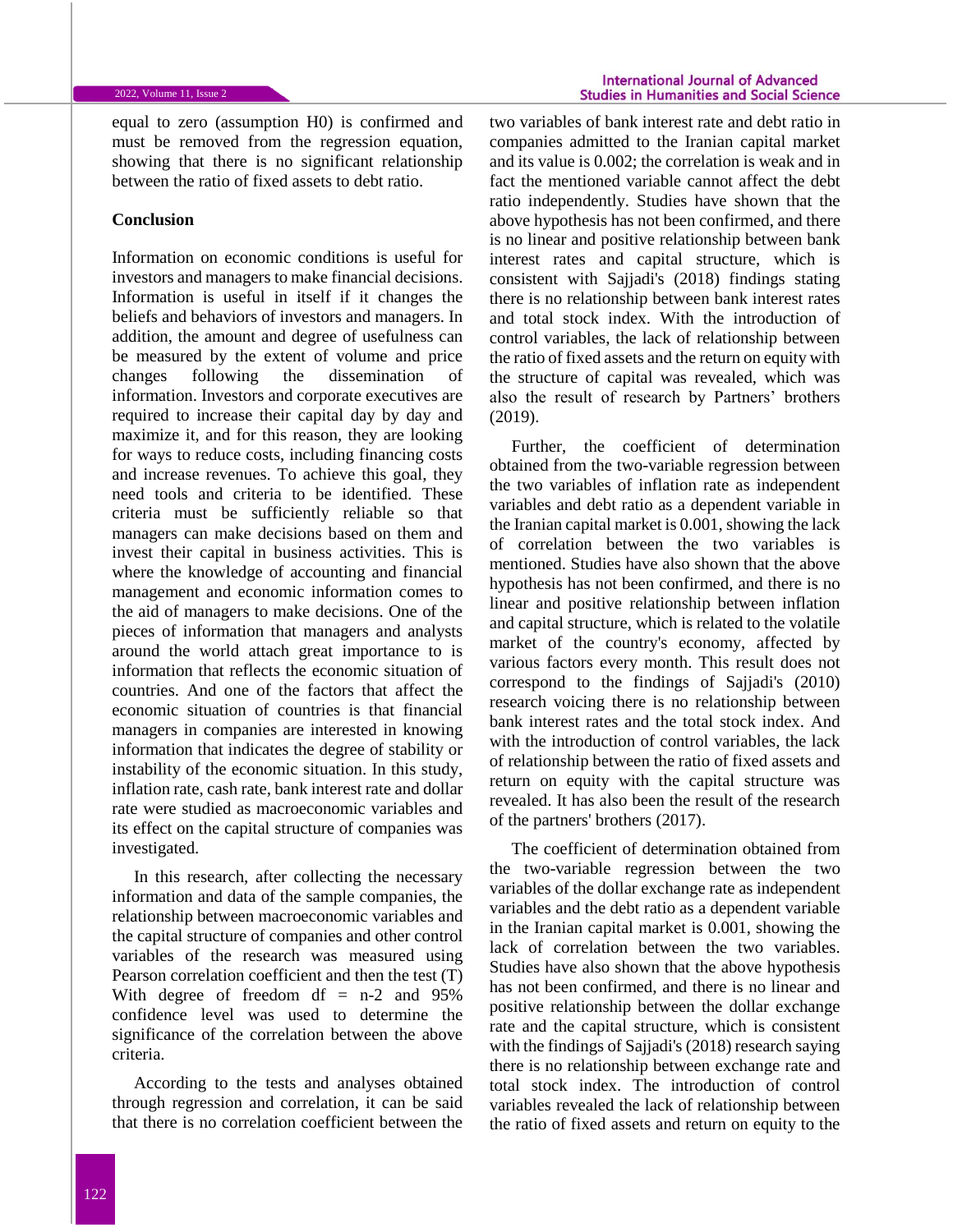equal to zero (assumption H0) is confirmed and must be removed from the regression equation, showing that there is no significant relationship between the ratio of fixed assets to debt ratio.

## Conclusion

Information on economic conditions is useful for investors and managers to make financial decisions. Information is useful in itself if it changes the beliefs and behaviors of investors and managers. In addition, the amount and degree of usefulness can be measured by the extent of volume and price changes following the dissemination of information. Investors and corporate executives are required to increase their capital day by day and maximize it, and for this reason, they are looking for ways to reduce costs, including financing costs and increase revenues. To achieve this goal, they need tools and criteria to be identified. These criteria must be sufficiently reliable so that managers can make decisions based on them and invest their capital in business activities. This is where the knowledge of accounting and financial management and economic information comes to the aid of managers to make decisions. One of the pieces of information that managers and analysts around the world attach great importance to is information that reflects the economic situation of countries. And one of the factors that affect the economic situation of countries is that financial managers in companies are interested in knowing information that indicates the degree of stability or instability of the economic situation. In this study, inflation rate, cash rate, bank interest rate and dollar rate were studied as macroeconomic variables and its effect on the capital structure of companies was investigated.

In this research, after collecting the necessary information and data of the sample companies, the relationship between macroeconomic variables and the capital structure of companies and other control variables of the research was measured using Pearson correlation coefficient and then the test (T) With degree of freedom df = n-2 and 95% confidence level was used to determine the significance of the correlation between the above criteria.

According to the tests and analyses obtained through regression and correlation, it can be said that there is no correlation coefficient between the two variables of bank interest rate and debt ratio in companies admitted to the Iranian capital market and its value is 0.002; the correlation is weak and in fact the mentioned variable cannot affect the debt ratio independently. Studies have shown that the above hypothesis has not been confirmed, and there is no linear and positive relationship between bank interest rates and capital structure, which is consistent with Sajjadi's (2018) findings stating there is no relationship between bank interest rates and total stock index. With the introduction of control variables, the lack of relationship between the ratio of fixed assets and the return on equity with the structure of capital was revealed, which was also the result of research by Partners' brothers (2019).

Further, the coefficient of determination obtained from the two-variable regression between the two variables of inflation rate as independent variables and debt ratio as a dependent variable in the Iranian capital market is 0.001, showing the lack of correlation between the two variables is mentioned. Studies have also shown that the above hypothesis has not been confirmed, and there is no linear and positive relationship between inflation and capital structure, which is related to the volatile market of the country's economy, affected by various factors every month. This result does not correspond to the findings of Sajjadi's (2010) research voicing there is no relationship between bank interest rates and the total stock index. And with the introduction of control variables, the lack of relationship between the ratio of fixed assets and return on equity with the capital structure was revealed. It has also been the result of the research of the partners' brothers (2017).

The coefficient of determination obtained from the two-variable regression between the two variables of the dollar exchange rate as independent variables and the debt ratio as a dependent variable in the Iranian capital market is 0.001, showing the lack of correlation between the two variables. Studies have also shown that the above hypothesis has not been confirmed, and there is no linear and positive relationship between the dollar exchange rate and the capital structure, which is consistent with the findings of Sajjadi's (2018) research saying there is no relationship between exchange rate and total stock index. The introduction of control variables revealed the lack of relationship between the ratio of fixed assets and return on equity to the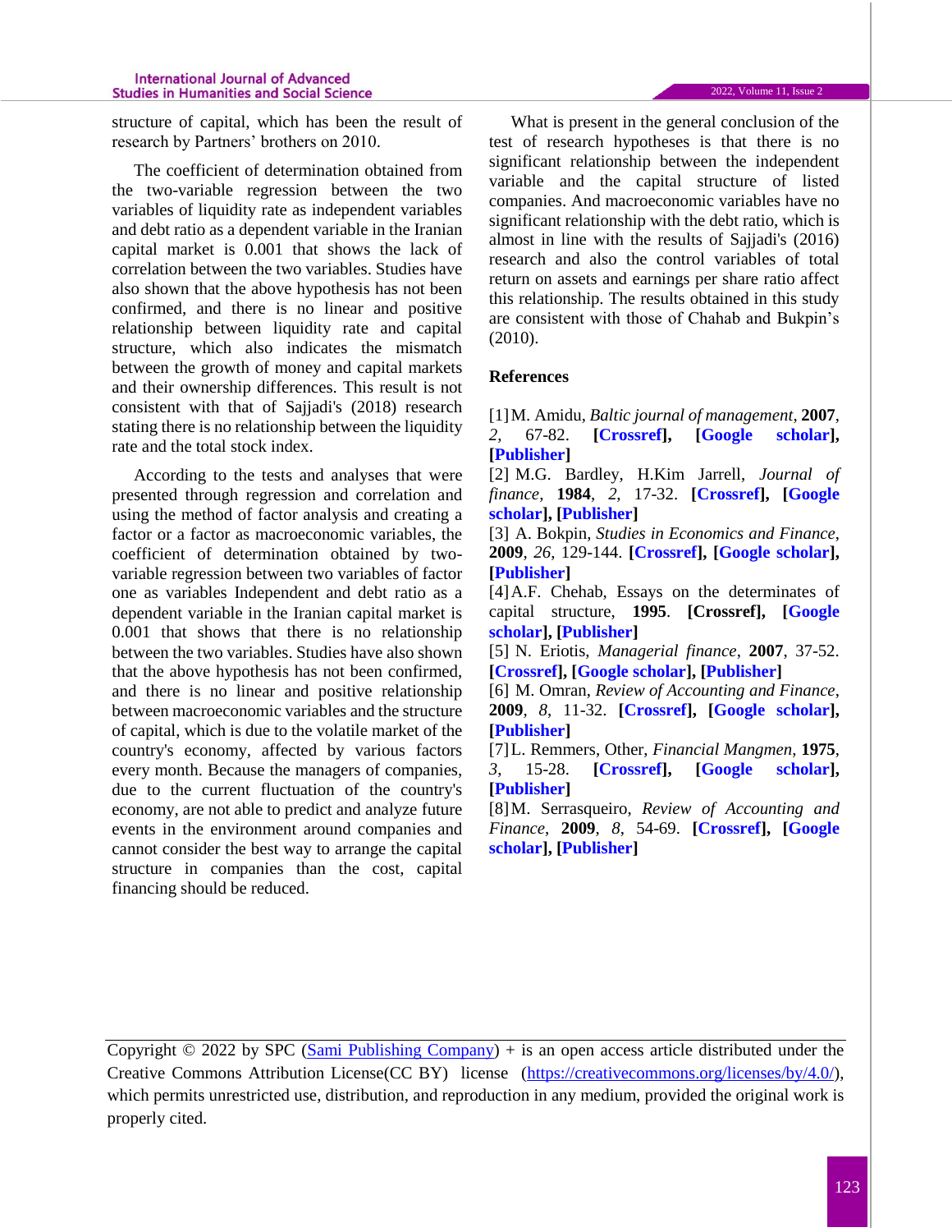structure of capital, which has been the result of research by Partners' brothers on 2010.

The coefficient of determination obtained from the two-variable regression between the two variables of liquidity rate as independent variables and debt ratio as a dependent variable in the Iranian capital market is 0.001 that shows the lack of correlation between the two variables. Studies have also shown that the above hypothesis has not been confirmed, and there is no linear and positive relationship between liquidity rate and capital structure, which also indicates the mismatch between the growth of money and capital markets and their ownership differences. This result is not consistent with that of Sajjadi's (2018) research stating there is no relationship between the liquidity rate and the total stock index.

According to the tests and analyses that were presented through regression and correlation and using the method of factor analysis and creating a factor or a factor as macroeconomic variables, the coefficient of determination obtained by two-variable regression between two variables of factor one as variables Independent and debt ratio as a dependent variable in the Iranian capital market is 0.001 that shows that there is no relationship between the two variables. Studies have also shown that the above hypothesis has not been confirmed, and there is no linear and positive relationship between macroeconomic variables and the structure of capital, which is due to the volatile market of the country's economy, affected by various factors every month. Because the managers of companies, due to the current fluctuation of the country's economy, are not able to predict and analyze future events in the environment around companies and cannot consider the best way to arrange the capital structure in companies than the cost, capital financing should be reduced.

What is present in the general conclusion of the test of research hypotheses is that there is no significant relationship between the independent variable and the capital structure of listed companies. And macroeconomic variables have no significant relationship with the debt ratio, which is almost in line with the results of Sajjadi's (2016) research and also the control variables of total return on assets and earnings per share ratio affect this relationship. The results obtained in this study are consistent with those of Chahab and Bukpin's (2010).

## References

[1] M. Amidu, *Baltic journal of management*, **2007**, *2*, 67-82. **[Crossref], [Google scholar], [Publisher]**

[2] M.G. Bardley, H.Kim Jarrell, *Journal of finance*, **1984**, *2*, 17-32. **[Crossref], [Google scholar], [Publisher]**

[3] A. Bokpin, *Studies in Economics and Finance*, **2009**, *26*, 129-144. **[Crossref], [Google scholar], [Publisher]**

[4] A.F. Chehab, Essays on the determinates of capital structure, **1995**. **[Crossref], [Google scholar], [Publisher]**

[5] N. Eriotis, *Managerial finance*, **2007**, 37-52. **[Crossref], [Google scholar], [Publisher]**

[6] M. Omran, *Review of Accounting and Finance*, **2009**, *8*, 11-32. **[Crossref], [Google scholar], [Publisher]**

[7] L. Remmers, Other, *Financial Mangmen*, **1975**, *3*, 15-28. **[Crossref], [Google scholar], [Publisher]**

[8] M. Serrasqueiro, *Review of Accounting and Finance*, **2009**, *8*, 54-69. **[Crossref], [Google scholar], [Publisher]**

Copyright © 2022 by SPC (Sami Publishing Company) + is an open access article distributed under the Creative Commons Attribution License(CC BY) license (https://creativecommons.org/licenses/by/4.0/), which permits unrestricted use, distribution, and reproduction in any medium, provided the original work is properly cited.